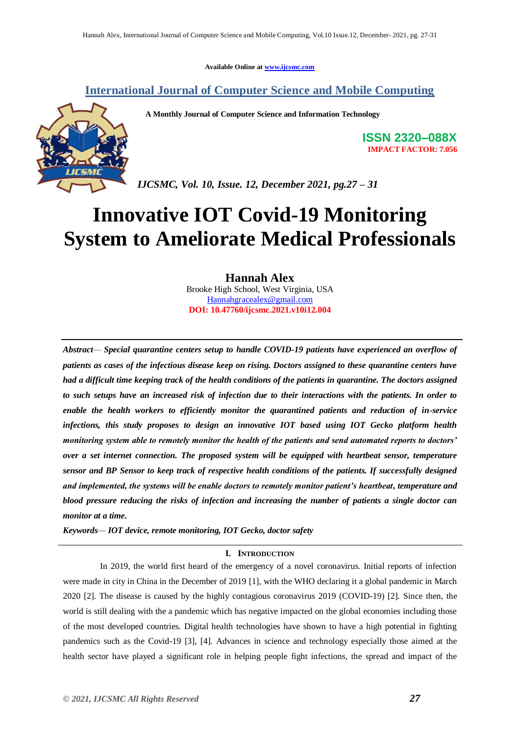Available Online at www.ijcsmc.com

**International Journal of Computer Science and Mobile Computing**

**A Monthly Journal of Computer Science and Information Technology**

**ISSN 2320–088X**
**IMPACT FACTOR: 7.056**

*IJCSMC, Vol. 10, Issue. 12, December 2021, pg.27 – 31*

# Innovative IOT Covid-19 Monitoring System to Ameliorate Medical Professionals

**Hannah Alex**
Brooke High School, West Virginia, USA
Hannahgracealex@gmail.com
**DOI: 10.47760/ijcsmc.2021.v10i12.004**

---

***Abstract***— ***Special quarantine centers setup to handle COVID-19 patients have experienced an overflow of patients as cases of the infectious disease keep on rising. Doctors assigned to these quarantine centers have had a difficult time keeping track of the health conditions of the patients in quarantine. The doctors assigned to such setups have an increased risk of infection due to their interactions with the patients. In order to enable the health workers to efficiently monitor the quarantined patients and reduction of in-service infections, this study proposes to design an innovative IOT based using IOT Gecko platform health monitoring system able to remotely monitor the health of the patients and send automated reports to doctors' over a set internet connection. The proposed system will be equipped with heartbeat sensor, temperature sensor and BP Sensor to keep track of respective health conditions of the patients. If successfully designed and implemented, the systems will be enable doctors to remotely monitor patient's heartbeat, temperature and blood pressure reducing the risks of infection and increasing the number of patients a single doctor can monitor at a time.***

***Keywords***— ***IOT device, remote monitoring, IOT Gecko, doctor safety***

---

## I. Introduction

In 2019, the world first heard of the emergency of a novel coronavirus. Initial reports of infection were made in city in China in the December of 2019 [1], with the WHO declaring it a global pandemic in March 2020 [2]. The disease is caused by the highly contagious coronavirus 2019 (COVID-19) [2]. Since then, the world is still dealing with the a pandemic which has negative impacted on the global economies including those of the most developed countries. Digital health technologies have shown to have a high potential in fighting pandemics such as the Covid-19 [3], [4]. Advances in science and technology especially those aimed at the health sector have played a significant role in helping people fight infections, the spread and impact of the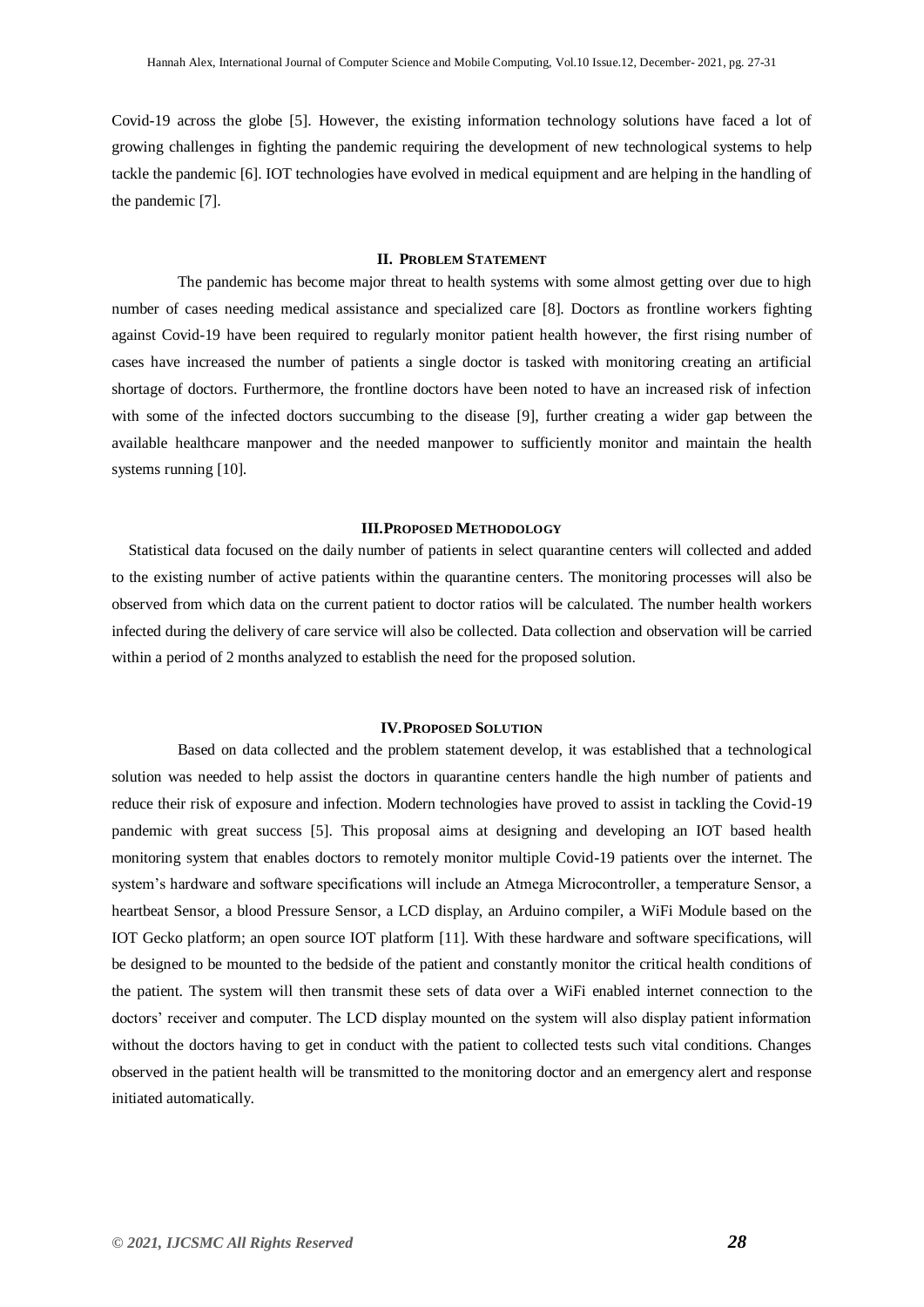Covid-19 across the globe [5]. However, the existing information technology solutions have faced a lot of growing challenges in fighting the pandemic requiring the development of new technological systems to help tackle the pandemic [6]. IOT technologies have evolved in medical equipment and are helping in the handling of the pandemic [7].

## II. Problem Statement

The pandemic has become major threat to health systems with some almost getting over due to high number of cases needing medical assistance and specialized care [8]. Doctors as frontline workers fighting against Covid-19 have been required to regularly monitor patient health however, the first rising number of cases have increased the number of patients a single doctor is tasked with monitoring creating an artificial shortage of doctors. Furthermore, the frontline doctors have been noted to have an increased risk of infection with some of the infected doctors succumbing to the disease [9], further creating a wider gap between the available healthcare manpower and the needed manpower to sufficiently monitor and maintain the health systems running [10].

## III. Proposed Methodology

Statistical data focused on the daily number of patients in select quarantine centers will collected and added to the existing number of active patients within the quarantine centers. The monitoring processes will also be observed from which data on the current patient to doctor ratios will be calculated. The number health workers infected during the delivery of care service will also be collected. Data collection and observation will be carried within a period of 2 months analyzed to establish the need for the proposed solution.

## IV. Proposed Solution

Based on data collected and the problem statement develop, it was established that a technological solution was needed to help assist the doctors in quarantine centers handle the high number of patients and reduce their risk of exposure and infection. Modern technologies have proved to assist in tackling the Covid-19 pandemic with great success [5]. This proposal aims at designing and developing an IOT based health monitoring system that enables doctors to remotely monitor multiple Covid-19 patients over the internet. The system's hardware and software specifications will include an Atmega Microcontroller, a temperature Sensor, a heartbeat Sensor, a blood Pressure Sensor, a LCD display, an Arduino compiler, a WiFi Module based on the IOT Gecko platform; an open source IOT platform [11]. With these hardware and software specifications, will be designed to be mounted to the bedside of the patient and constantly monitor the critical health conditions of the patient. The system will then transmit these sets of data over a WiFi enabled internet connection to the doctors' receiver and computer. The LCD display mounted on the system will also display patient information without the doctors having to get in conduct with the patient to collected tests such vital conditions. Changes observed in the patient health will be transmitted to the monitoring doctor and an emergency alert and response initiated automatically.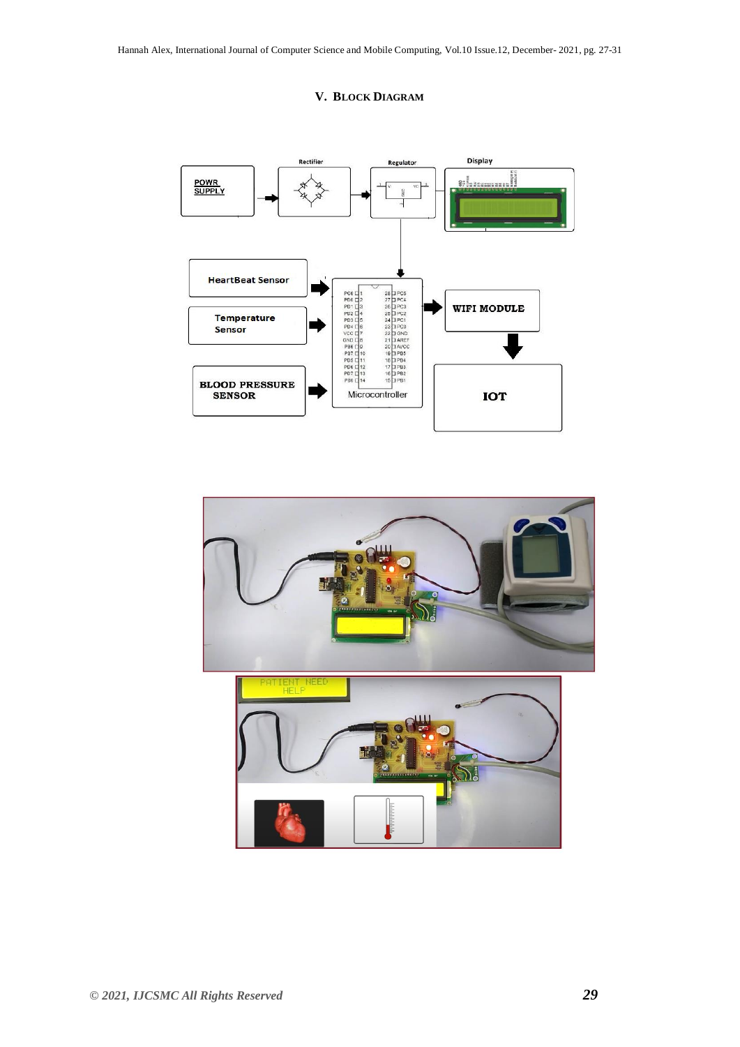## V. BLOCK DIAGRAM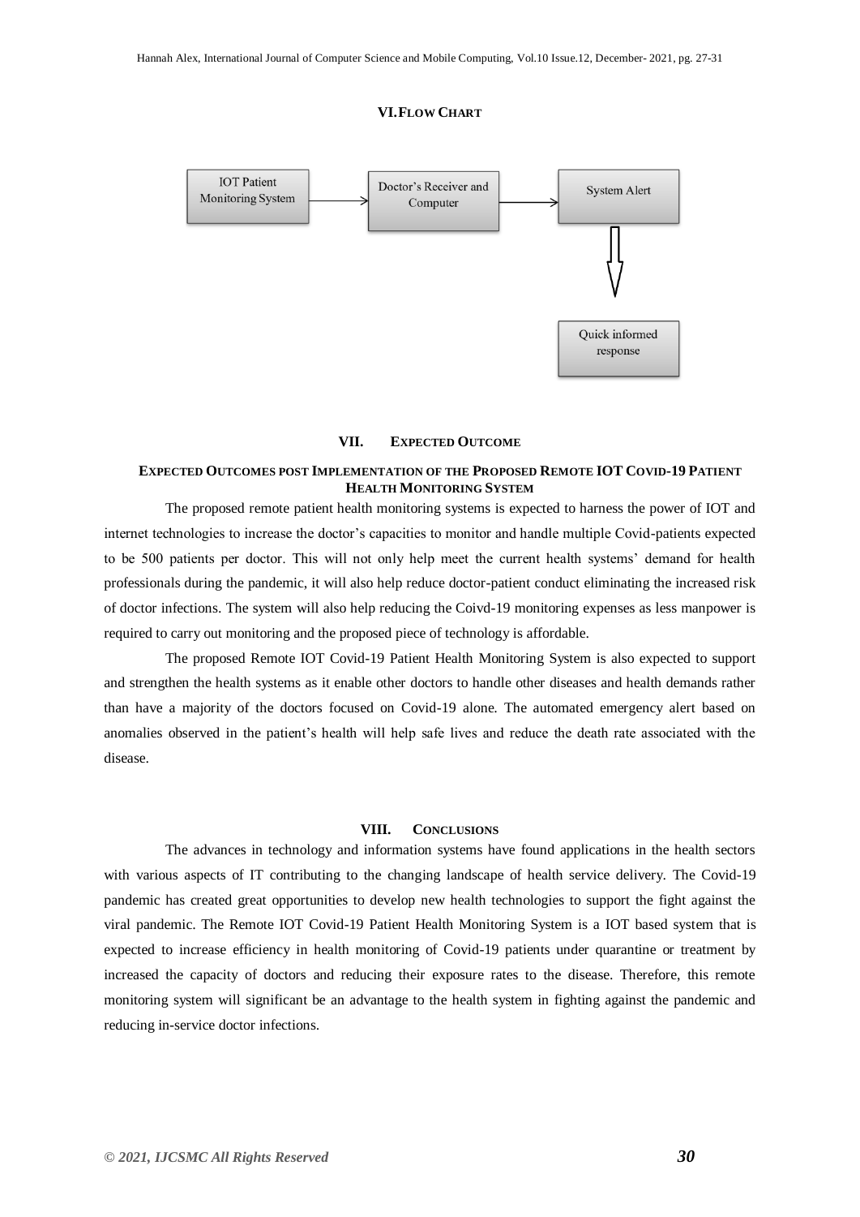## VI. Flow Chart

IOT Patient Monitoring System → Doctor's Receiver and Computer → System Alert → Quick informed response

## VII. Expected Outcome

### Expected Outcomes post Implementation of the Proposed Remote IOT Covid-19 Patient Health Monitoring System

The proposed remote patient health monitoring systems is expected to harness the power of IOT and internet technologies to increase the doctor's capacities to monitor and handle multiple Covid-patients expected to be 500 patients per doctor. This will not only help meet the current health systems' demand for health professionals during the pandemic, it will also help reduce doctor-patient conduct eliminating the increased risk of doctor infections. The system will also help reducing the Coivd-19 monitoring expenses as less manpower is required to carry out monitoring and the proposed piece of technology is affordable.

The proposed Remote IOT Covid-19 Patient Health Monitoring System is also expected to support and strengthen the health systems as it enable other doctors to handle other diseases and health demands rather than have a majority of the doctors focused on Covid-19 alone. The automated emergency alert based on anomalies observed in the patient's health will help safe lives and reduce the death rate associated with the disease.

## VIII. Conclusions

The advances in technology and information systems have found applications in the health sectors with various aspects of IT contributing to the changing landscape of health service delivery. The Covid-19 pandemic has created great opportunities to develop new health technologies to support the fight against the viral pandemic. The Remote IOT Covid-19 Patient Health Monitoring System is a IOT based system that is expected to increase efficiency in health monitoring of Covid-19 patients under quarantine or treatment by increased the capacity of doctors and reducing their exposure rates to the disease. Therefore, this remote monitoring system will significant be an advantage to the health system in fighting against the pandemic and reducing in-service doctor infections.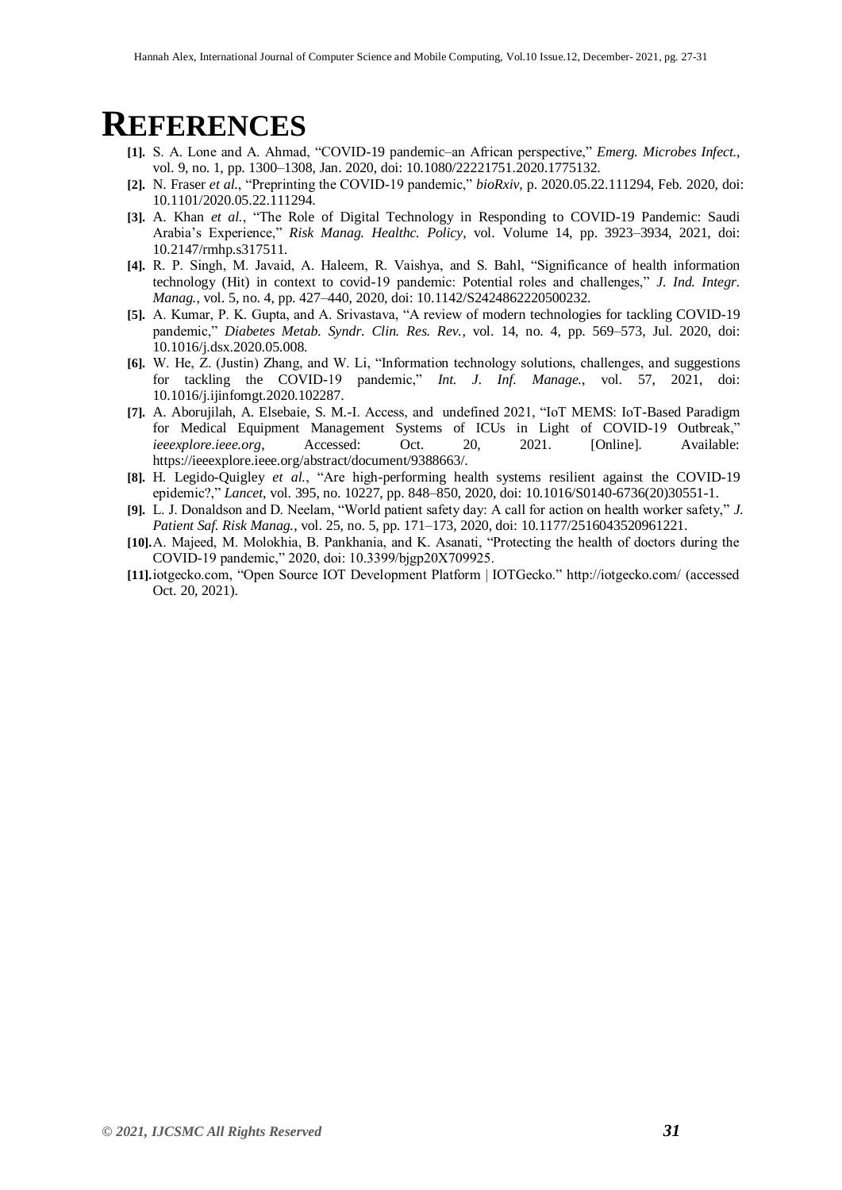# REFERENCES

**[1].** S. A. Lone and A. Ahmad, "COVID-19 pandemic–an African perspective," *Emerg. Microbes Infect.*, vol. 9, no. 1, pp. 1300–1308, Jan. 2020, doi: 10.1080/22221751.2020.1775132.

**[2].** N. Fraser *et al.*, "Preprinting the COVID-19 pandemic," *bioRxiv*, p. 2020.05.22.111294, Feb. 2020, doi: 10.1101/2020.05.22.111294.

**[3].** A. Khan *et al.*, "The Role of Digital Technology in Responding to COVID-19 Pandemic: Saudi Arabia's Experience," *Risk Manag. Healthc. Policy*, vol. Volume 14, pp. 3923–3934, 2021, doi: 10.2147/rmhp.s317511.

**[4].** R. P. Singh, M. Javaid, A. Haleem, R. Vaishya, and S. Bahl, "Significance of health information technology (Hit) in context to covid-19 pandemic: Potential roles and challenges," *J. Ind. Integr. Manag.*, vol. 5, no. 4, pp. 427–440, 2020, doi: 10.1142/S2424862220500232.

**[5].** A. Kumar, P. K. Gupta, and A. Srivastava, "A review of modern technologies for tackling COVID-19 pandemic," *Diabetes Metab. Syndr. Clin. Res. Rev.*, vol. 14, no. 4, pp. 569–573, Jul. 2020, doi: 10.1016/j.dsx.2020.05.008.

**[6].** W. He, Z. (Justin) Zhang, and W. Li, "Information technology solutions, challenges, and suggestions for tackling the COVID-19 pandemic," *Int. J. Inf. Manage.*, vol. 57, 2021, doi: 10.1016/j.ijinfomgt.2020.102287.

**[7].** A. Aborujilah, A. Elsebaie, S. M.-I. Access, and undefined 2021, "IoT MEMS: IoT-Based Paradigm for Medical Equipment Management Systems of ICUs in Light of COVID-19 Outbreak," *ieeexplore.ieee.org*, Accessed: Oct. 20, 2021. [Online]. Available: https://ieeexplore.ieee.org/abstract/document/9388663/.

**[8].** H. Legido-Quigley *et al.*, "Are high-performing health systems resilient against the COVID-19 epidemic?," *Lancet*, vol. 395, no. 10227, pp. 848–850, 2020, doi: 10.1016/S0140-6736(20)30551-1.

**[9].** L. J. Donaldson and D. Neelam, "World patient safety day: A call for action on health worker safety," *J. Patient Saf. Risk Manag.*, vol. 25, no. 5, pp. 171–173, 2020, doi: 10.1177/2516043520961221.

**[10].** A. Majeed, M. Molokhia, B. Pankhania, and K. Asanati, "Protecting the health of doctors during the COVID-19 pandemic," 2020, doi: 10.3399/bjgp20X709925.

**[11].** iotgecko.com, "Open Source IOT Development Platform | IOTGecko." http://iotgecko.com/ (accessed Oct. 20, 2021).